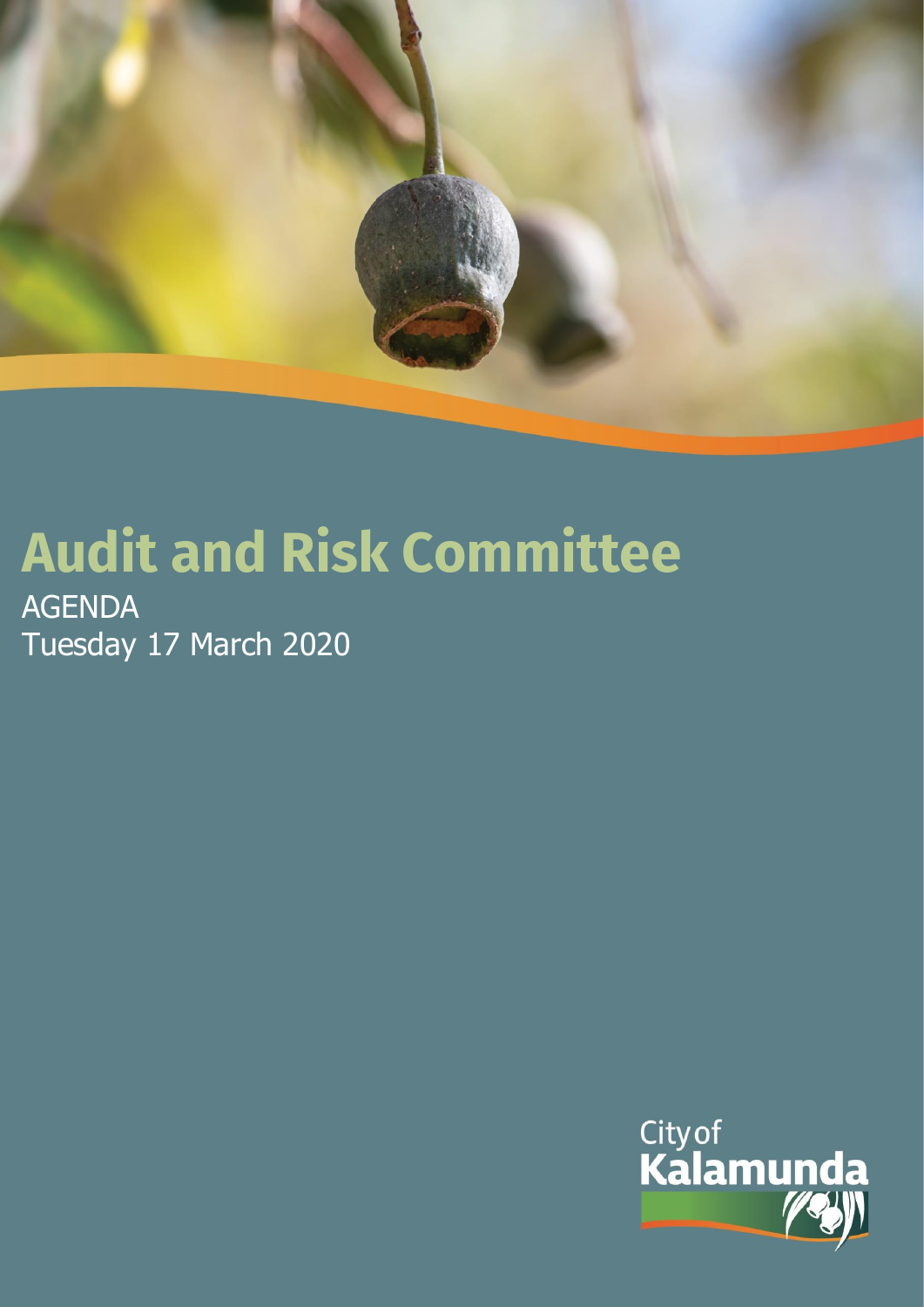# Audit and Risk Committee

AGENDA

Tuesday 17 March 2020

City of Kalamunda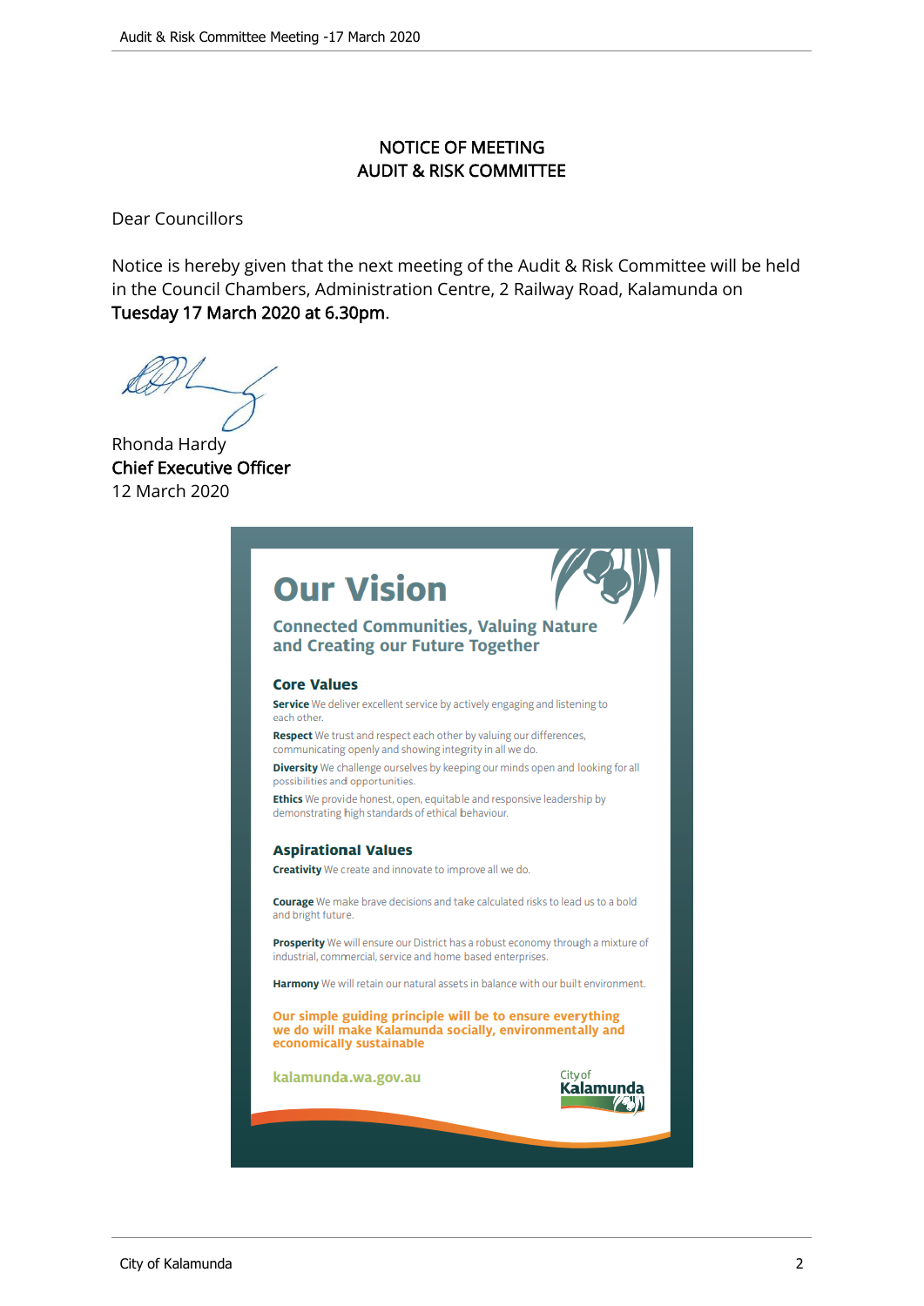## NOTICE OF MEETING
## AUDIT & RISK COMMITTEE

Dear Councillors

Notice is hereby given that the next meeting of the Audit & Risk Committee will be held in the Council Chambers, Administration Centre, 2 Railway Road, Kalamunda on **Tuesday 17 March 2020 at 6.30pm**.

Rhonda Hardy
**Chief Executive Officer**
12 March 2020

# Our Vision

## Connected Communities, Valuing Nature and Creating our Future Together

### Core Values

**Service** We deliver excellent service by actively engaging and listening to each other.

**Respect** We trust and respect each other by valuing our differences, communicating openly and showing integrity in all we do.

**Diversity** We challenge ourselves by keeping our minds open and looking for all possibilities and opportunities.

**Ethics** We provide honest, open, equitable and responsive leadership by demonstrating high standards of ethical behaviour.

### Aspirational Values

**Creativity** We create and innovate to improve all we do.

**Courage** We make brave decisions and take calculated risks to lead us to a bold and bright future.

**Prosperity** We will ensure our District has a robust economy through a mixture of industrial, commercial, service and home based enterprises.

**Harmony** We will retain our natural assets in balance with our built environment.

**Our simple guiding principle will be to ensure everything we do will make Kalamunda socially, environmentally and economically sustainable**

kalamunda.wa.gov.au

City of Kalamunda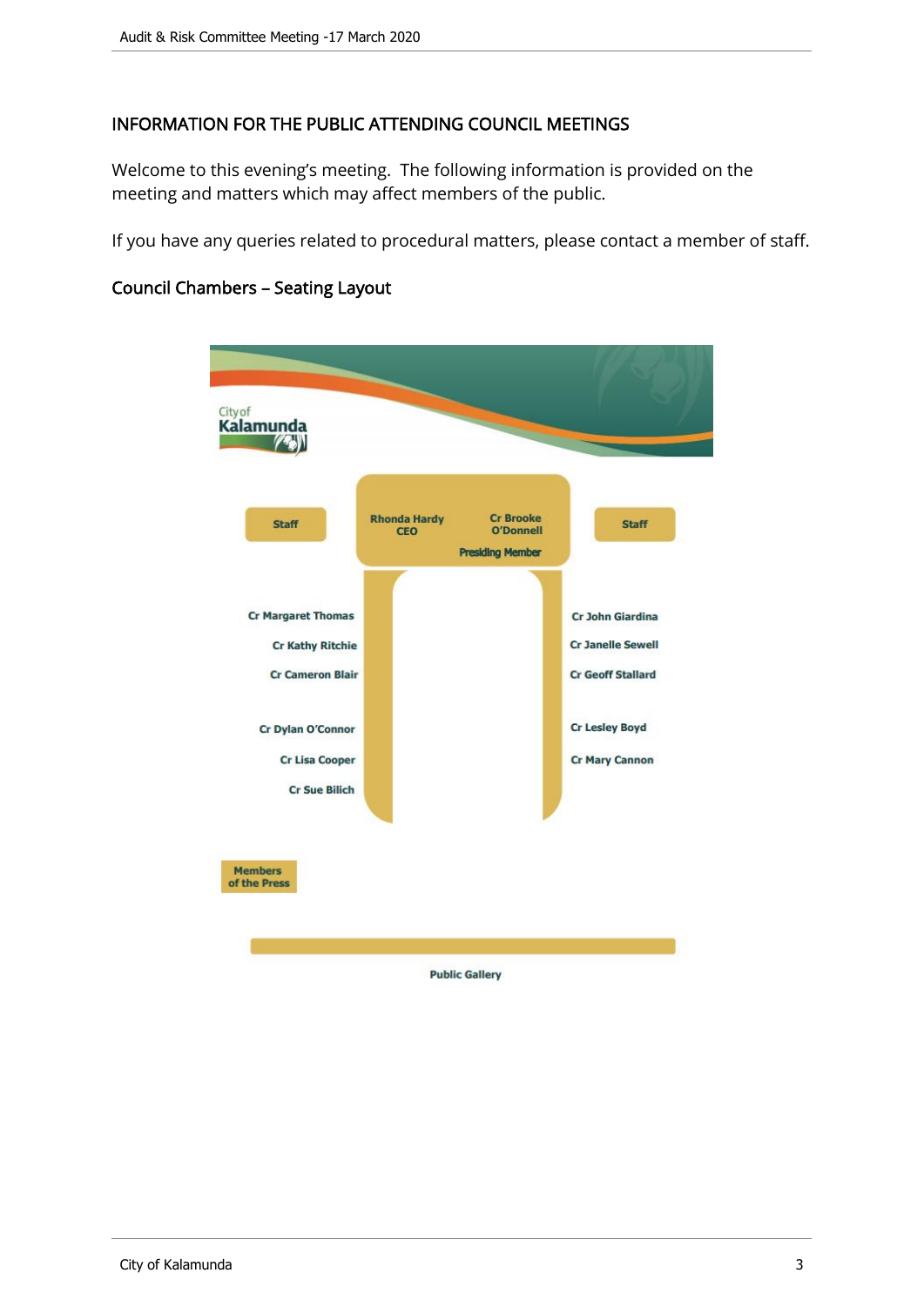## INFORMATION FOR THE PUBLIC ATTENDING COUNCIL MEETINGS

Welcome to this evening's meeting. The following information is provided on the meeting and matters which may affect members of the public.

If you have any queries related to procedural matters, please contact a member of staff.

### Council Chambers – Seating Layout

City of Kalamunda

Staff

Rhonda Hardy CEO

Cr Brooke O'Donnell

Presiding Member

Staff

Cr Margaret Thomas

Cr Kathy Ritchie

Cr Cameron Blair

Cr Dylan O'Connor

Cr Lisa Cooper

Cr Sue Bilich

Cr John Giardina

Cr Janelle Sewell

Cr Geoff Stallard

Cr Lesley Boyd

Cr Mary Cannon

Members of the Press

Public Gallery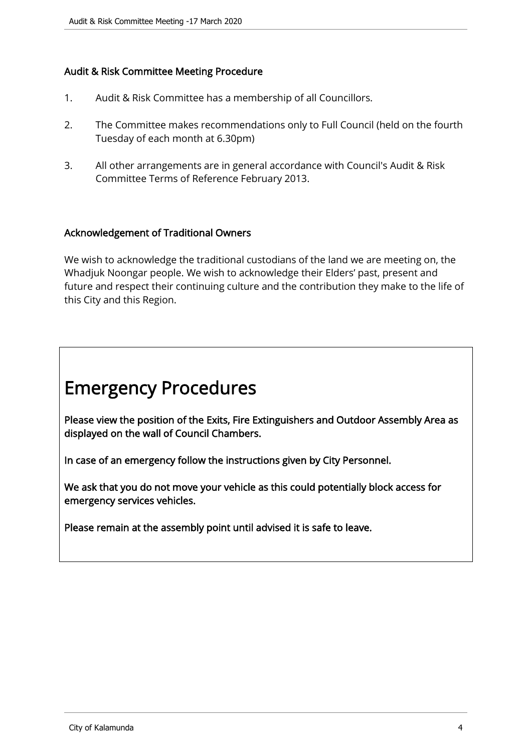### Audit & Risk Committee Meeting Procedure

1. Audit & Risk Committee has a membership of all Councillors.
2. The Committee makes recommendations only to Full Council (held on the fourth Tuesday of each month at 6.30pm)
3. All other arrangements are in general accordance with Council's Audit & Risk Committee Terms of Reference February 2013.

### Acknowledgement of Traditional Owners

We wish to acknowledge the traditional custodians of the land we are meeting on, the Whadjuk Noongar people. We wish to acknowledge their Elders' past, present and future and respect their continuing culture and the contribution they make to the life of this City and this Region.

# Emergency Procedures

**Please view the position of the Exits, Fire Extinguishers and Outdoor Assembly Area as displayed on the wall of Council Chambers.**

**In case of an emergency follow the instructions given by City Personnel.**

**We ask that you do not move your vehicle as this could potentially block access for emergency services vehicles.**

**Please remain at the assembly point until advised it is safe to leave.**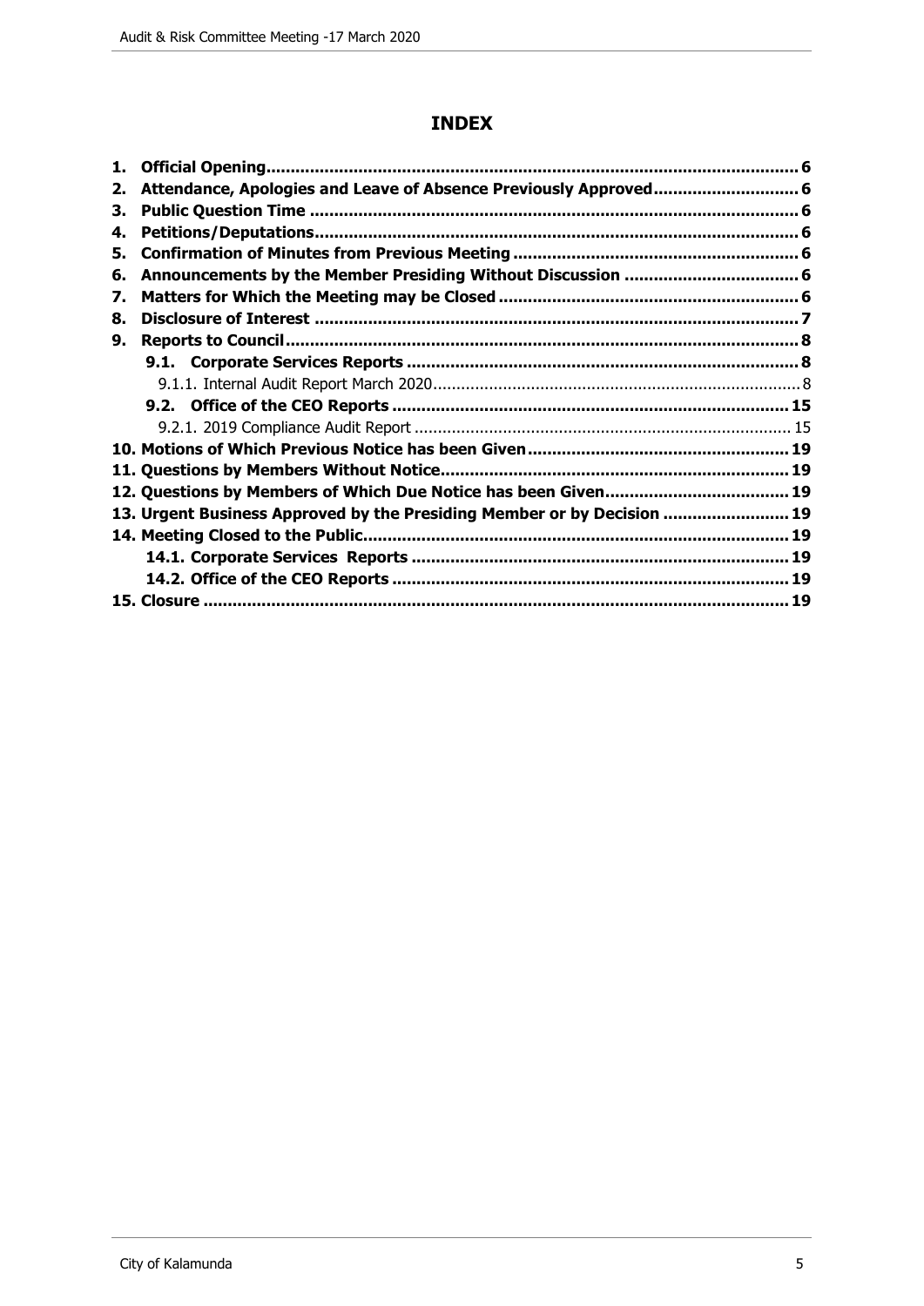# INDEX

1. **Official Opening** ... 6
2. **Attendance, Apologies and Leave of Absence Previously Approved** ... 6
3. **Public Question Time** ... 6
4. **Petitions/Deputations** ... 6
5. **Confirmation of Minutes from Previous Meeting** ... 6
6. **Announcements by the Member Presiding Without Discussion** ... 6
7. **Matters for Which the Meeting may be Closed** ... 6
8. **Disclosure of Interest** ... 7
9. **Reports to Council** ... 8
   - **9.1. Corporate Services Reports** ... 8
     - 9.1.1. Internal Audit Report March 2020 ... 8
   - **9.2. Office of the CEO Reports** ... 15
     - 9.2.1. 2019 Compliance Audit Report ... 15
10. **Motions of Which Previous Notice has been Given** ... 19
11. **Questions by Members Without Notice** ... 19
12. **Questions by Members of Which Due Notice has been Given** ... 19
13. **Urgent Business Approved by the Presiding Member or by Decision** ... 19
14. **Meeting Closed to the Public** ... 19
    - **14.1. Corporate Services Reports** ... 19
    - **14.2. Office of the CEO Reports** ... 19
15. **Closure** ... 19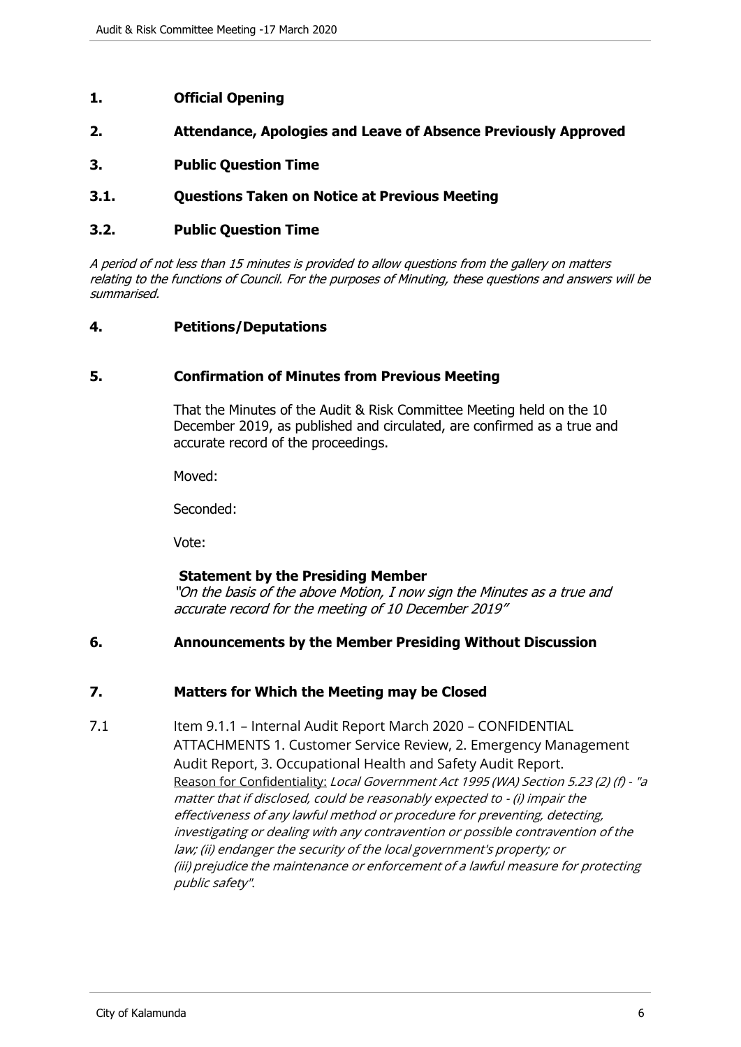# 1. Official Opening

# 2. Attendance, Apologies and Leave of Absence Previously Approved

# 3. Public Question Time

## 3.1. Questions Taken on Notice at Previous Meeting

## 3.2. Public Question Time

*A period of not less than 15 minutes is provided to allow questions from the gallery on matters relating to the functions of Council. For the purposes of Minuting, these questions and answers will be summarised.*

# 4. Petitions/Deputations

# 5. Confirmation of Minutes from Previous Meeting

That the Minutes of the Audit & Risk Committee Meeting held on the 10 December 2019, as published and circulated, are confirmed as a true and accurate record of the proceedings.

Moved:

Seconded:

Vote:

**Statement by the Presiding Member**

*"On the basis of the above Motion, I now sign the Minutes as a true and accurate record for the meeting of 10 December 2019"*

# 6. Announcements by the Member Presiding Without Discussion

# 7. Matters for Which the Meeting may be Closed

7.1 Item 9.1.1 – Internal Audit Report March 2020 – CONFIDENTIAL ATTACHMENTS 1. Customer Service Review, 2. Emergency Management Audit Report, 3. Occupational Health and Safety Audit Report.

Reason for Confidentiality: *Local Government Act 1995 (WA) Section 5.23 (2) (f) - "a matter that if disclosed, could be reasonably expected to - (i) impair the effectiveness of any lawful method or procedure for preventing, detecting, investigating or dealing with any contravention or possible contravention of the law; (ii) endanger the security of the local government's property; or (iii) prejudice the maintenance or enforcement of a lawful measure for protecting public safety".*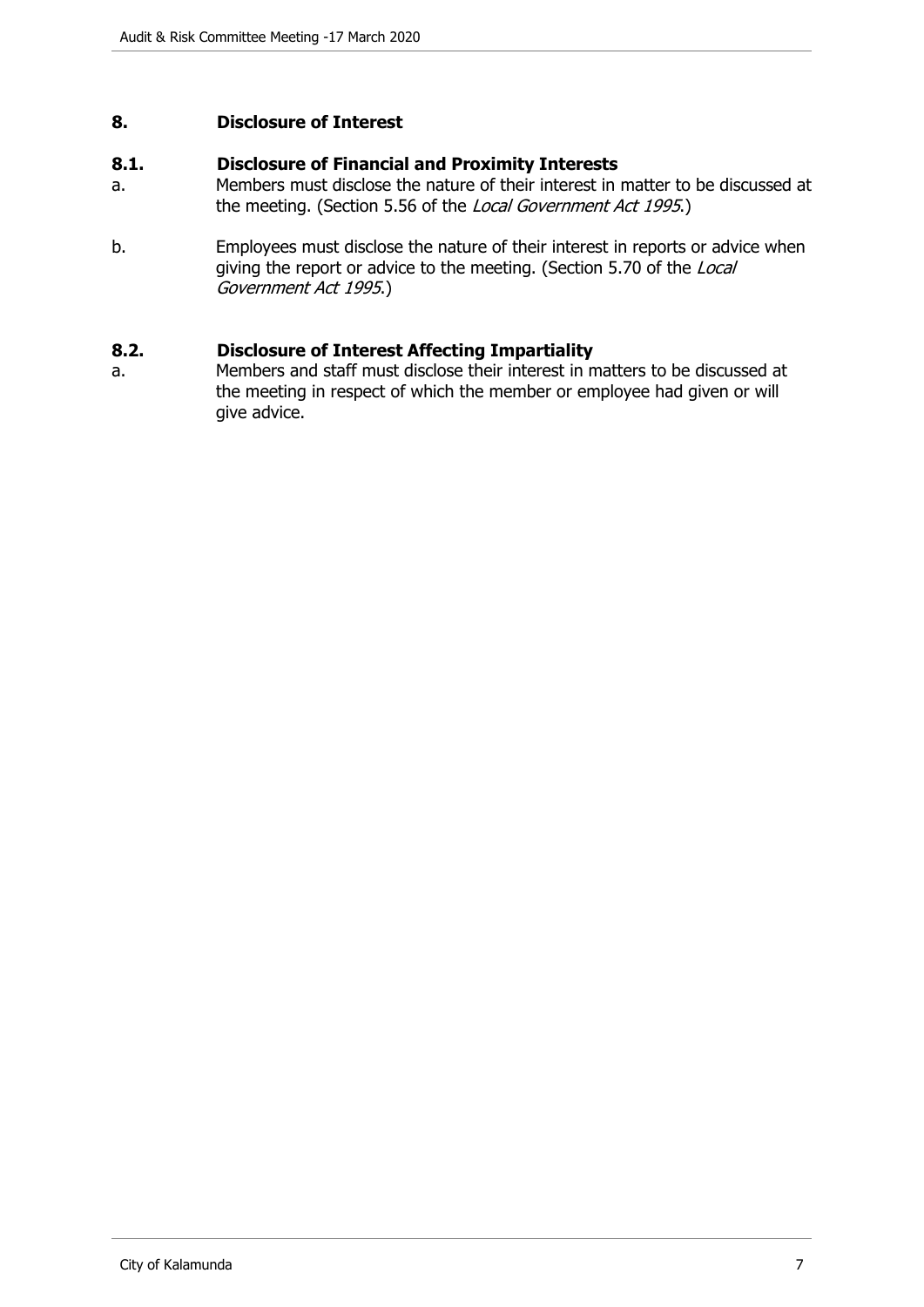## 8. Disclosure of Interest

### 8.1. Disclosure of Financial and Proximity Interests

a. Members must disclose the nature of their interest in matter to be discussed at the meeting. (Section 5.56 of the *Local Government Act 1995*.)

b. Employees must disclose the nature of their interest in reports or advice when giving the report or advice to the meeting. (Section 5.70 of the *Local Government Act 1995*.)

### 8.2. Disclosure of Interest Affecting Impartiality

a. Members and staff must disclose their interest in matters to be discussed at the meeting in respect of which the member or employee had given or will give advice.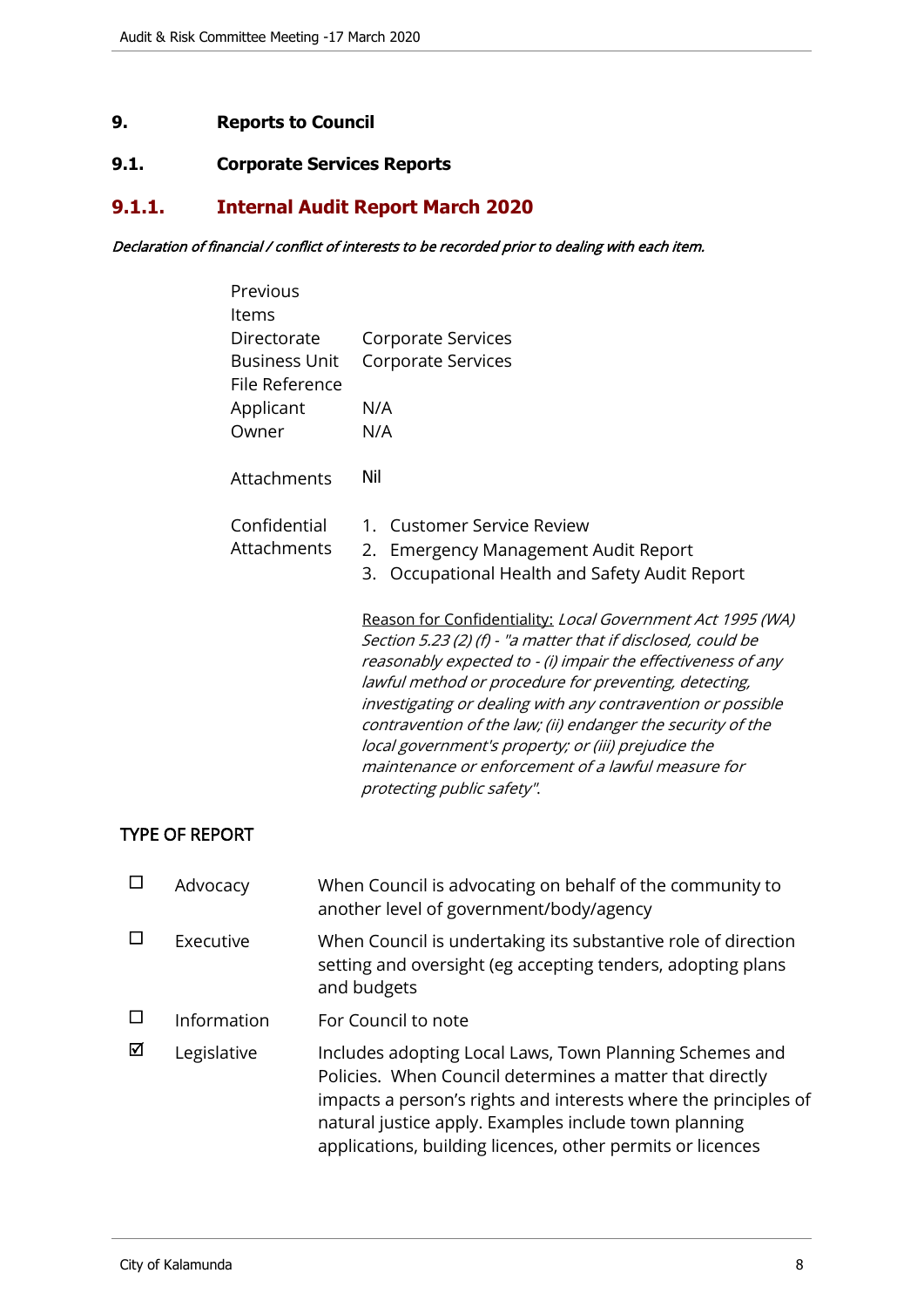# 9. Reports to Council

## 9.1. Corporate Services Reports

### 9.1.1. Internal Audit Report March 2020

*Declaration of financial / conflict of interests to be recorded prior to dealing with each item.*

| | |
|---|---|
| Previous Items | |
| Directorate | Corporate Services |
| Business Unit | Corporate Services |
| File Reference | |
| Applicant | N/A |
| Owner | N/A |
| Attachments | Nil |
| Confidential Attachments | 1. Customer Service Review<br>2. Emergency Management Audit Report<br>3. Occupational Health and Safety Audit Report<br><br>Reason for Confidentiality: *Local Government Act 1995 (WA) Section 5.23 (2) (f) - "a matter that if disclosed, could be reasonably expected to - (i) impair the effectiveness of any lawful method or procedure for preventing, detecting, investigating or dealing with any contravention or possible contravention of the law; (ii) endanger the security of the local government's property; or (iii) prejudice the maintenance or enforcement of a lawful measure for protecting public safety".* |

TYPE OF REPORT

| | | |
|---|---|---|
| ☐ | Advocacy | When Council is advocating on behalf of the community to another level of government/body/agency |
| ☐ | Executive | When Council is undertaking its substantive role of direction setting and oversight (eg accepting tenders, adopting plans and budgets |
| ☐ | Information | For Council to note |
| ☑ | Legislative | Includes adopting Local Laws, Town Planning Schemes and Policies. When Council determines a matter that directly impacts a person's rights and interests where the principles of natural justice apply. Examples include town planning applications, building licences, other permits or licences |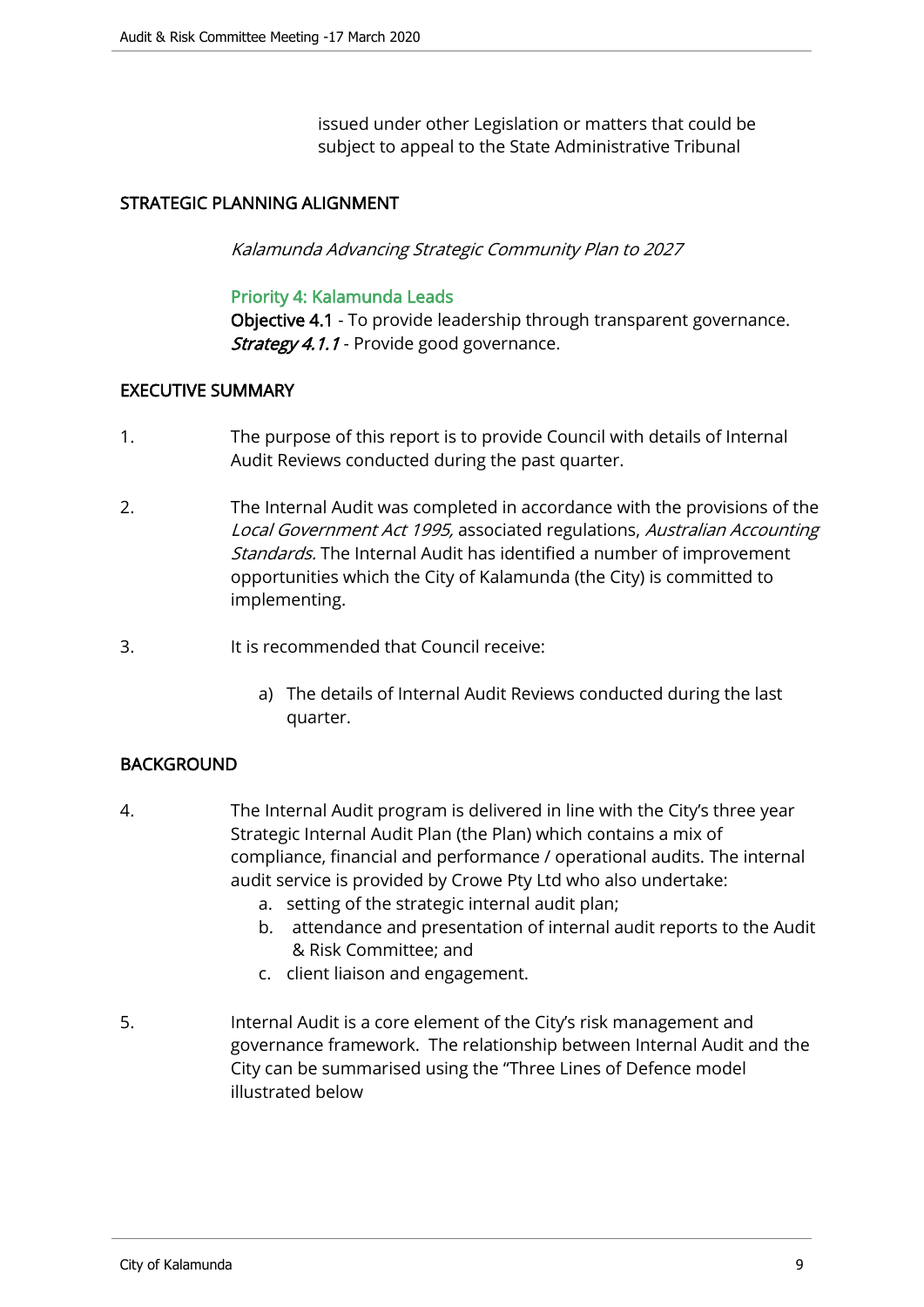issued under other Legislation or matters that could be subject to appeal to the State Administrative Tribunal

## STRATEGIC PLANNING ALIGNMENT

*Kalamunda Advancing Strategic Community Plan to 2027*

### Priority 4: Kalamunda Leads

**Objective 4.1** - To provide leadership through transparent governance.
***Strategy 4.1.1*** - Provide good governance.

## EXECUTIVE SUMMARY

1. The purpose of this report is to provide Council with details of Internal Audit Reviews conducted during the past quarter.

2. The Internal Audit was completed in accordance with the provisions of the *Local Government Act 1995,* associated regulations, *Australian Accounting Standards.* The Internal Audit has identified a number of improvement opportunities which the City of Kalamunda (the City) is committed to implementing.

3. It is recommended that Council receive:

   a) The details of Internal Audit Reviews conducted during the last quarter.

## BACKGROUND

4. The Internal Audit program is delivered in line with the City's three year Strategic Internal Audit Plan (the Plan) which contains a mix of compliance, financial and performance / operational audits. The internal audit service is provided by Crowe Pty Ltd who also undertake:
   a. setting of the strategic internal audit plan;
   b. attendance and presentation of internal audit reports to the Audit & Risk Committee; and
   c. client liaison and engagement.

5. Internal Audit is a core element of the City's risk management and governance framework. The relationship between Internal Audit and the City can be summarised using the "Three Lines of Defence model illustrated below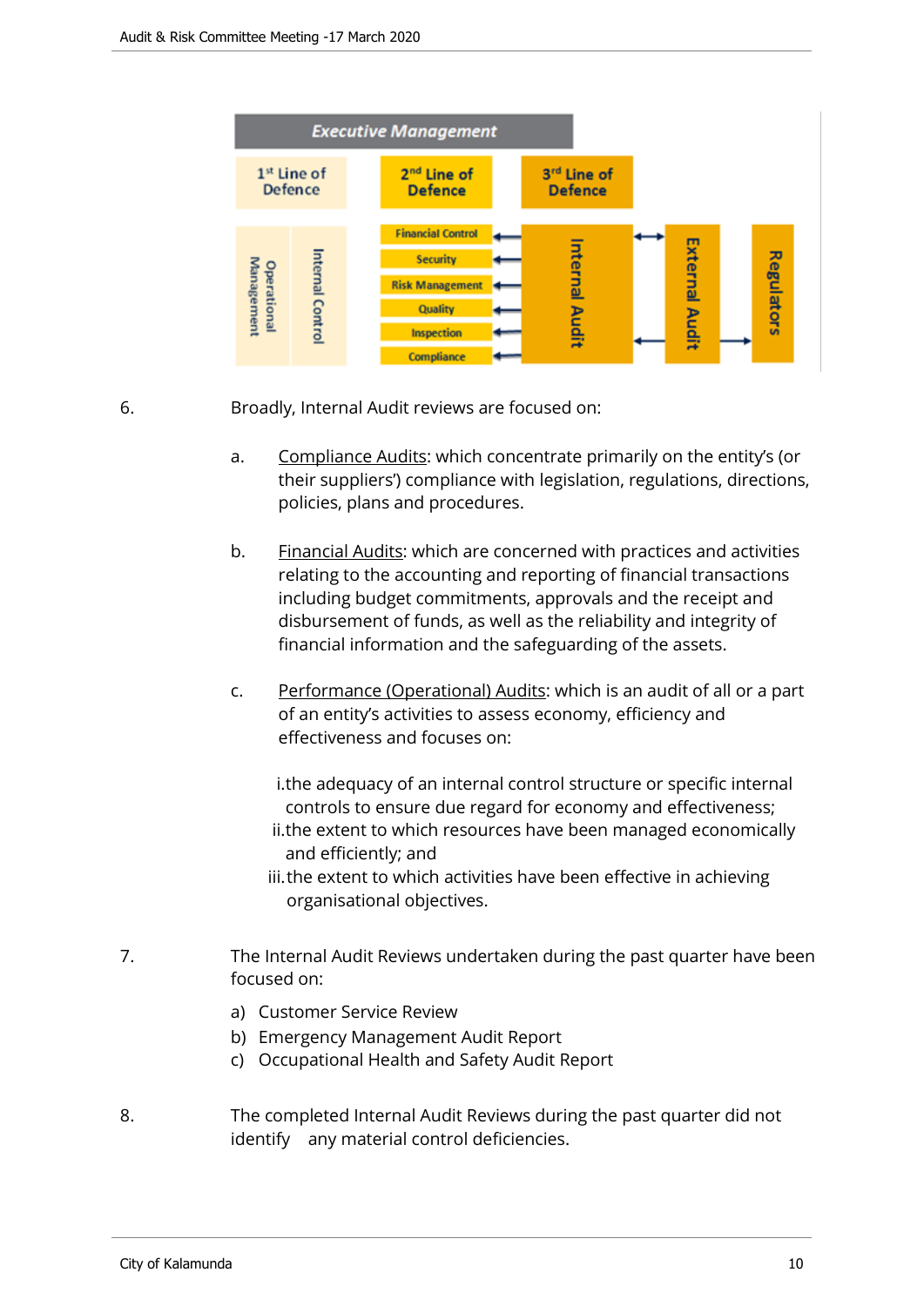Executive Management

| 1st Line of Defence | 2nd Line of Defence | 3rd Line of Defence | | |
|---|---|---|---|---|
| Operational Management / Internal Control | Financial Control | Internal Audit | External Audit | Regulators |
| | Security | | | |
| | Risk Management | | | |
| | Quality | | | |
| | Inspection | | | |
| | Compliance | | | |

6. Broadly, Internal Audit reviews are focused on:

   a. Compliance Audits: which concentrate primarily on the entity's (or their suppliers') compliance with legislation, regulations, directions, policies, plans and procedures.

   b. Financial Audits: which are concerned with practices and activities relating to the accounting and reporting of financial transactions including budget commitments, approvals and the receipt and disbursement of funds, as well as the reliability and integrity of financial information and the safeguarding of the assets.

   c. Performance (Operational) Audits: which is an audit of all or a part of an entity's activities to assess economy, efficiency and effectiveness and focuses on:

      i. the adequacy of an internal control structure or specific internal controls to ensure due regard for economy and effectiveness;
      ii. the extent to which resources have been managed economically and efficiently; and
      iii. the extent to which activities have been effective in achieving organisational objectives.

7. The Internal Audit Reviews undertaken during the past quarter have been focused on:

   a) Customer Service Review
   b) Emergency Management Audit Report
   c) Occupational Health and Safety Audit Report

8. The completed Internal Audit Reviews during the past quarter did not identify any material control deficiencies.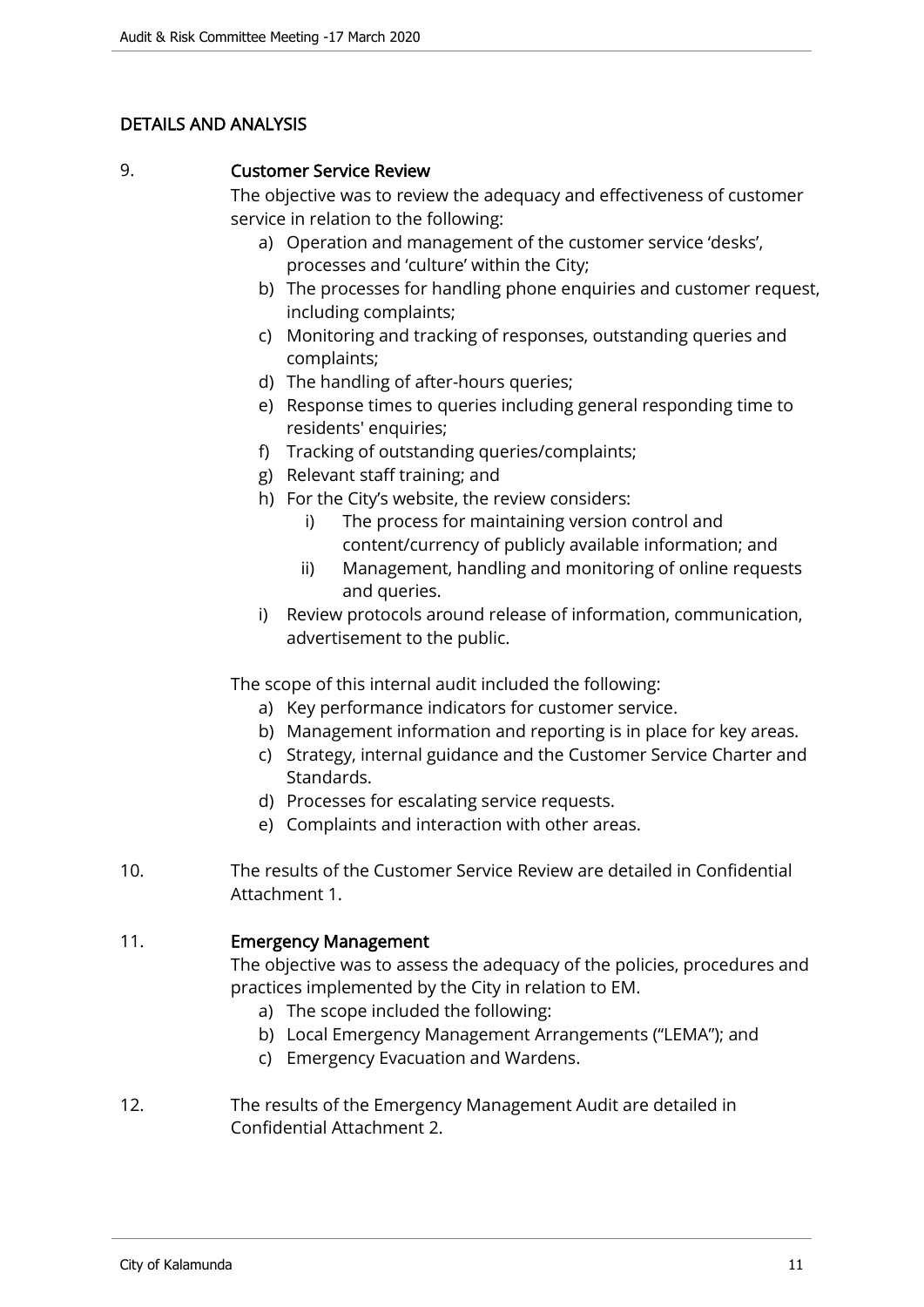## DETAILS AND ANALYSIS

9. **Customer Service Review**

   The objective was to review the adequacy and effectiveness of customer service in relation to the following:

   a) Operation and management of the customer service 'desks', processes and 'culture' within the City;
   b) The processes for handling phone enquiries and customer request, including complaints;
   c) Monitoring and tracking of responses, outstanding queries and complaints;
   d) The handling of after-hours queries;
   e) Response times to queries including general responding time to residents' enquiries;
   f) Tracking of outstanding queries/complaints;
   g) Relevant staff training; and
   h) For the City's website, the review considers:
      i) The process for maintaining version control and content/currency of publicly available information; and
      ii) Management, handling and monitoring of online requests and queries.
   i) Review protocols around release of information, communication, advertisement to the public.

   The scope of this internal audit included the following:

   a) Key performance indicators for customer service.
   b) Management information and reporting is in place for key areas.
   c) Strategy, internal guidance and the Customer Service Charter and Standards.
   d) Processes for escalating service requests.
   e) Complaints and interaction with other areas.

10. The results of the Customer Service Review are detailed in Confidential Attachment 1.

11. **Emergency Management**

    The objective was to assess the adequacy of the policies, procedures and practices implemented by the City in relation to EM.

    a) The scope included the following:
    b) Local Emergency Management Arrangements ("LEMA"); and
    c) Emergency Evacuation and Wardens.

12. The results of the Emergency Management Audit are detailed in Confidential Attachment 2.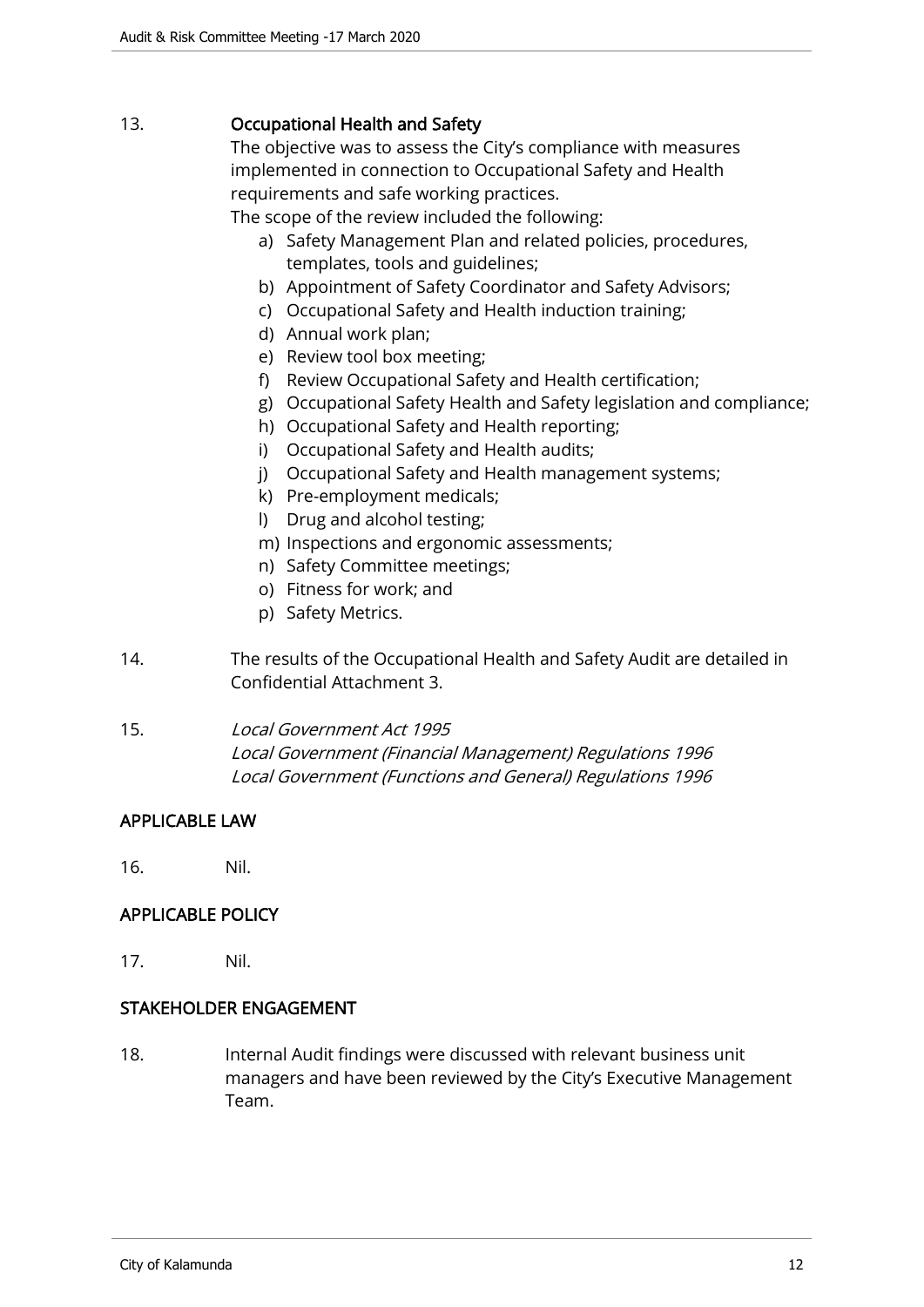13. **Occupational Health and Safety**

The objective was to assess the City's compliance with measures implemented in connection to Occupational Safety and Health requirements and safe working practices.

The scope of the review included the following:

a) Safety Management Plan and related policies, procedures, templates, tools and guidelines;
b) Appointment of Safety Coordinator and Safety Advisors;
c) Occupational Safety and Health induction training;
d) Annual work plan;
e) Review tool box meeting;
f) Review Occupational Safety and Health certification;
g) Occupational Safety Health and Safety legislation and compliance;
h) Occupational Safety and Health reporting;
i) Occupational Safety and Health audits;
j) Occupational Safety and Health management systems;
k) Pre-employment medicals;
l) Drug and alcohol testing;
m) Inspections and ergonomic assessments;
n) Safety Committee meetings;
o) Fitness for work; and
p) Safety Metrics.

14. The results of the Occupational Health and Safety Audit are detailed in Confidential Attachment 3.

15. *Local Government Act 1995*
*Local Government (Financial Management) Regulations 1996*
*Local Government (Functions and General) Regulations 1996*

## APPLICABLE LAW

16. Nil.

## APPLICABLE POLICY

17. Nil.

## STAKEHOLDER ENGAGEMENT

18. Internal Audit findings were discussed with relevant business unit managers and have been reviewed by the City's Executive Management Team.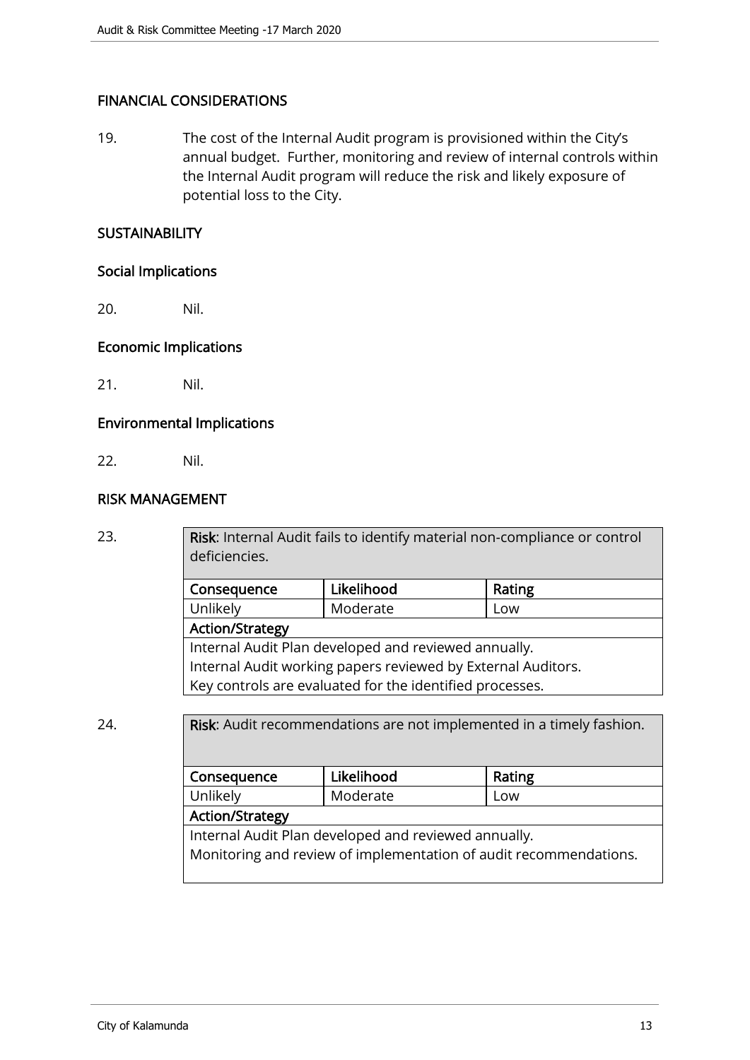## FINANCIAL CONSIDERATIONS

19. The cost of the Internal Audit program is provisioned within the City's annual budget. Further, monitoring and review of internal controls within the Internal Audit program will reduce the risk and likely exposure of potential loss to the City.

## SUSTAINABILITY

### Social Implications

20. Nil.

### Economic Implications

21. Nil.

### Environmental Implications

22. Nil.

## RISK MANAGEMENT

23.

| **Risk**: Internal Audit fails to identify material non-compliance or control deficiencies. | | |
|---|---|---|
| **Consequence** | **Likelihood** | **Rating** |
| Unlikely | Moderate | Low |
| **Action/Strategy** | | |
| Internal Audit Plan developed and reviewed annually.<br>Internal Audit working papers reviewed by External Auditors.<br>Key controls are evaluated for the identified processes. | | |

24.

| **Risk**: Audit recommendations are not implemented in a timely fashion. | | |
|---|---|---|
| **Consequence** | **Likelihood** | **Rating** |
| Unlikely | Moderate | Low |
| **Action/Strategy** | | |
| Internal Audit Plan developed and reviewed annually.<br>Monitoring and review of implementation of audit recommendations. | | |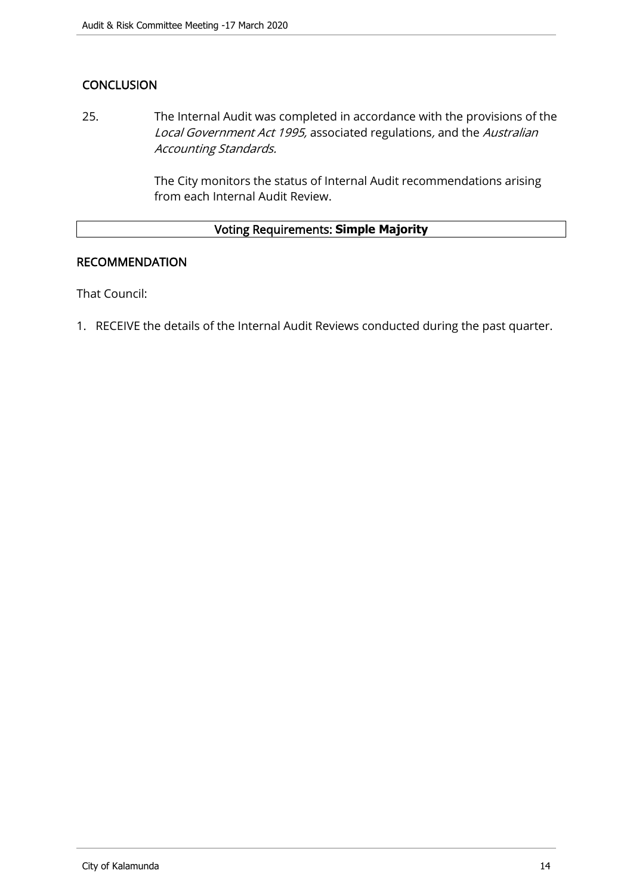## CONCLUSION

25. The Internal Audit was completed in accordance with the provisions of the *Local Government Act 1995,* associated regulations, and the *Australian Accounting Standards.*

    The City monitors the status of Internal Audit recommendations arising from each Internal Audit Review.

| Voting Requirements: **Simple Majority** |
|---|

## RECOMMENDATION

That Council:

1. RECEIVE the details of the Internal Audit Reviews conducted during the past quarter.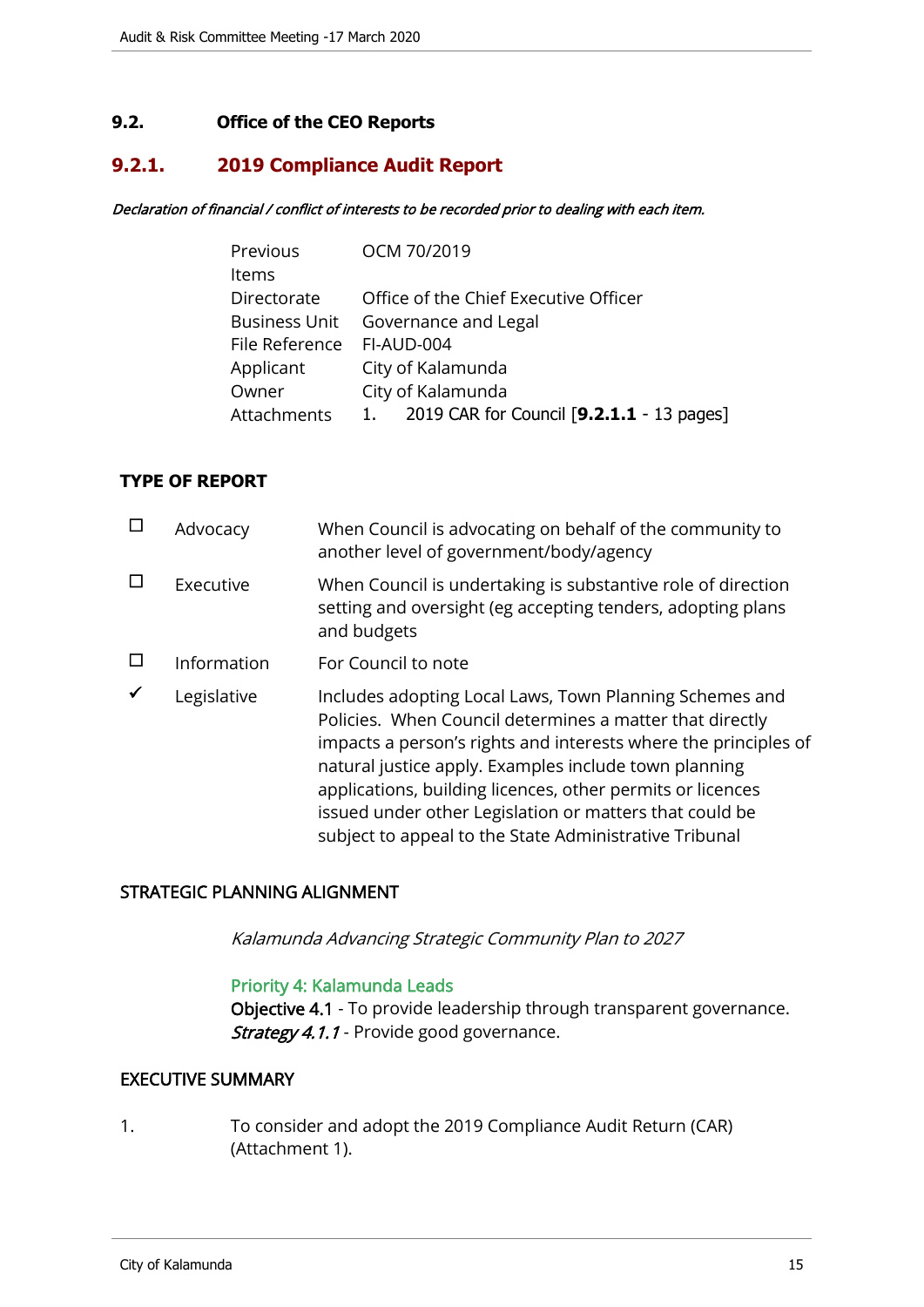## 9.2. Office of the CEO Reports

### 9.2.1. 2019 Compliance Audit Report

*Declaration of financial / conflict of interests to be recorded prior to dealing with each item.*

| | |
|---|---|
| Previous Items | OCM 70/2019 |
| Directorate | Office of the Chief Executive Officer |
| Business Unit | Governance and Legal |
| File Reference | FI-AUD-004 |
| Applicant | City of Kalamunda |
| Owner | City of Kalamunda |
| Attachments | 1. 2019 CAR for Council [**9.2.1.1** - 13 pages] |

**TYPE OF REPORT**

| | | |
|---|---|---|
| ☐ | Advocacy | When Council is advocating on behalf of the community to another level of government/body/agency |
| ☐ | Executive | When Council is undertaking is substantive role of direction setting and oversight (eg accepting tenders, adopting plans and budgets |
| ☐ | Information | For Council to note |
| ✔ | Legislative | Includes adopting Local Laws, Town Planning Schemes and Policies. When Council determines a matter that directly impacts a person's rights and interests where the principles of natural justice apply. Examples include town planning applications, building licences, other permits or licences issued under other Legislation or matters that could be subject to appeal to the State Administrative Tribunal |

STRATEGIC PLANNING ALIGNMENT

*Kalamunda Advancing Strategic Community Plan to 2027*

Priority 4: Kalamunda Leads
Objective 4.1 - To provide leadership through transparent governance.
*Strategy 4.1.1* - Provide good governance.

EXECUTIVE SUMMARY

1. To consider and adopt the 2019 Compliance Audit Return (CAR) (Attachment 1).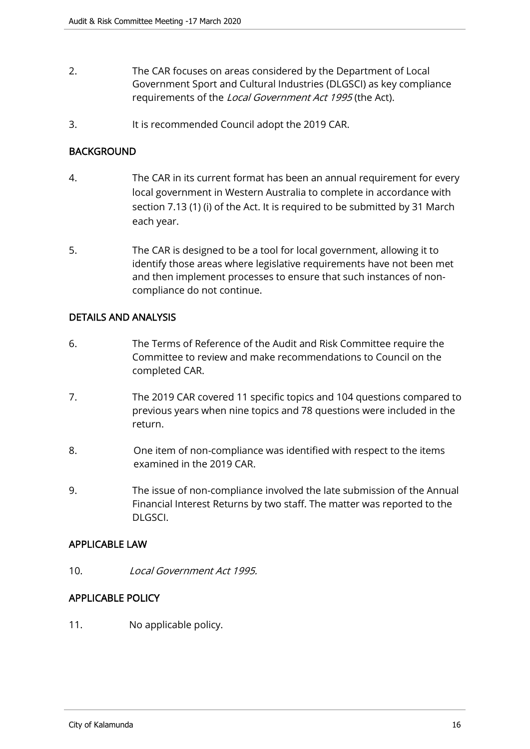2. The CAR focuses on areas considered by the Department of Local Government Sport and Cultural Industries (DLGSCI) as key compliance requirements of the *Local Government Act 1995* (the Act).

3. It is recommended Council adopt the 2019 CAR.

## BACKGROUND

4. The CAR in its current format has been an annual requirement for every local government in Western Australia to complete in accordance with section 7.13 (1) (i) of the Act. It is required to be submitted by 31 March each year.

5. The CAR is designed to be a tool for local government, allowing it to identify those areas where legislative requirements have not been met and then implement processes to ensure that such instances of non-compliance do not continue.

## DETAILS AND ANALYSIS

6. The Terms of Reference of the Audit and Risk Committee require the Committee to review and make recommendations to Council on the completed CAR.

7. The 2019 CAR covered 11 specific topics and 104 questions compared to previous years when nine topics and 78 questions were included in the return.

8. One item of non-compliance was identified with respect to the items examined in the 2019 CAR.

9. The issue of non-compliance involved the late submission of the Annual Financial Interest Returns by two staff. The matter was reported to the DLGSCI.

## APPLICABLE LAW

10. *Local Government Act 1995.*

## APPLICABLE POLICY

11. No applicable policy.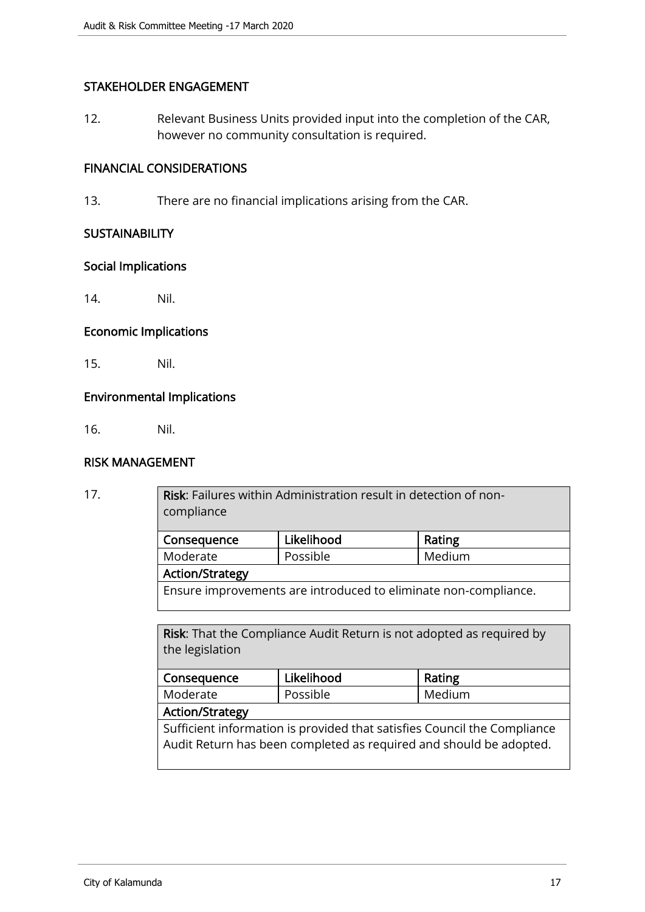## STAKEHOLDER ENGAGEMENT

12. Relevant Business Units provided input into the completion of the CAR, however no community consultation is required.

## FINANCIAL CONSIDERATIONS

13. There are no financial implications arising from the CAR.

## SUSTAINABILITY

### Social Implications

14. Nil.

### Economic Implications

15. Nil.

### Environmental Implications

16. Nil.

## RISK MANAGEMENT

17.

| **Risk**: Failures within Administration result in detection of non-compliance | | |
|---|---|---|
| **Consequence** | **Likelihood** | **Rating** |
| Moderate | Possible | Medium |
| **Action/Strategy** | | |
| Ensure improvements are introduced to eliminate non-compliance. | | |

| **Risk**: That the Compliance Audit Return is not adopted as required by the legislation | | |
|---|---|---|
| **Consequence** | **Likelihood** | **Rating** |
| Moderate | Possible | Medium |
| **Action/Strategy** | | |
| Sufficient information is provided that satisfies Council the Compliance Audit Return has been completed as required and should be adopted. | | |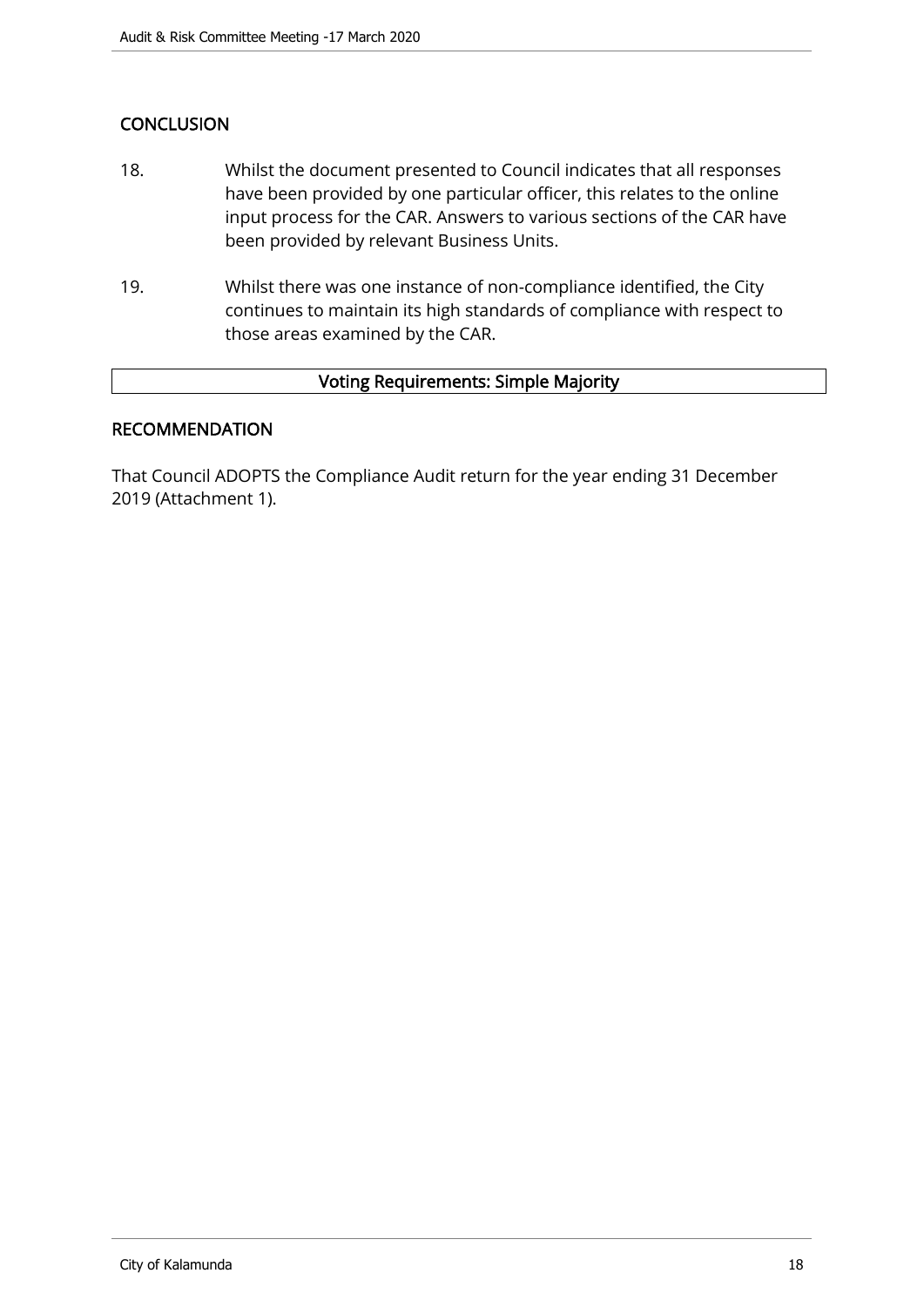## CONCLUSION

18. Whilst the document presented to Council indicates that all responses have been provided by one particular officer, this relates to the online input process for the CAR. Answers to various sections of the CAR have been provided by relevant Business Units.

19. Whilst there was one instance of non-compliance identified, the City continues to maintain its high standards of compliance with respect to those areas examined by the CAR.

| Voting Requirements: Simple Majority |
| --- |

## RECOMMENDATION

That Council ADOPTS the Compliance Audit return for the year ending 31 December 2019 (Attachment 1).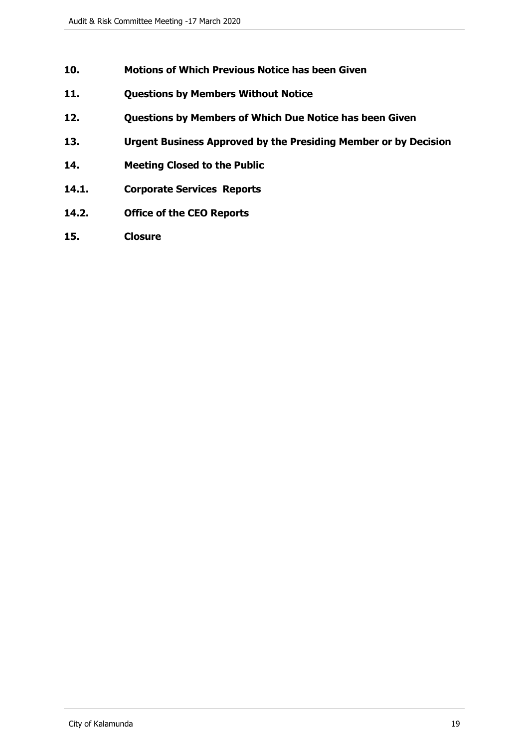## 10. Motions of Which Previous Notice has been Given

## 11. Questions by Members Without Notice

## 12. Questions by Members of Which Due Notice has been Given

## 13. Urgent Business Approved by the Presiding Member or by Decision

## 14. Meeting Closed to the Public

### 14.1. Corporate Services Reports

### 14.2. Office of the CEO Reports

## 15. Closure